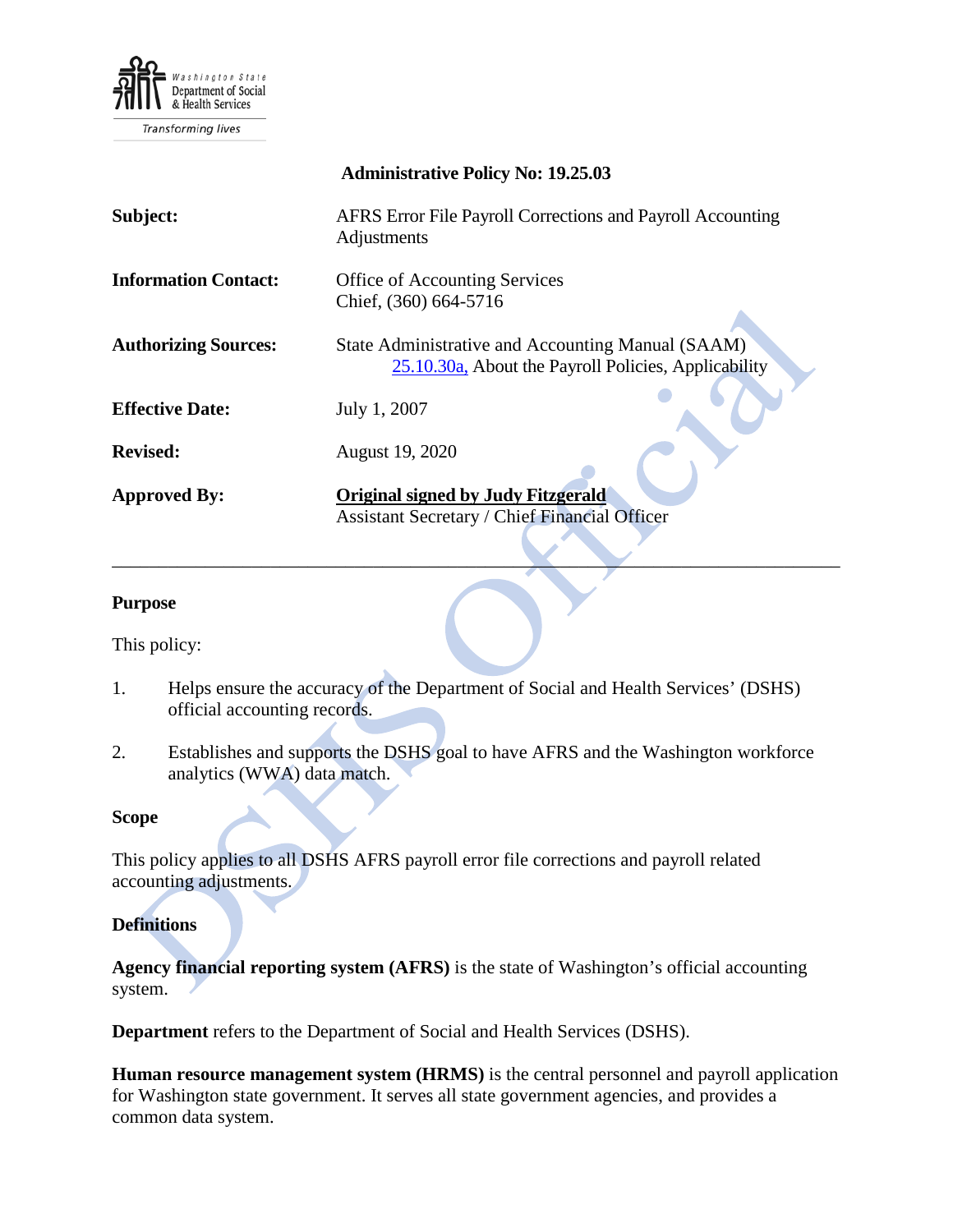**Administrative Policy No: 19.25.03**

| | |
|---|---|
| **Subject:** | AFRS Error File Payroll Corrections and Payroll Accounting Adjustments |
| **Information Contact:** | Office of Accounting Services<br>Chief, (360) 664-5716 |
| **Authorizing Sources:** | State Administrative and Accounting Manual (SAAM)<br>25.10.30a, About the Payroll Policies, Applicability |
| **Effective Date:** | July 1, 2007 |
| **Revised:** | August 19, 2020 |
| **Approved By:** | **Original signed by Judy Fitzgerald**<br>Assistant Secretary / Chief Financial Officer |

---

## Purpose

This policy:

1. Helps ensure the accuracy of the Department of Social and Health Services' (DSHS) official accounting records.

2. Establishes and supports the DSHS goal to have AFRS and the Washington workforce analytics (WWA) data match.

## Scope

This policy applies to all DSHS AFRS payroll error file corrections and payroll related accounting adjustments.

## Definitions

**Agency financial reporting system (AFRS)** is the state of Washington's official accounting system.

**Department** refers to the Department of Social and Health Services (DSHS).

**Human resource management system (HRMS)** is the central personnel and payroll application for Washington state government. It serves all state government agencies, and provides a common data system.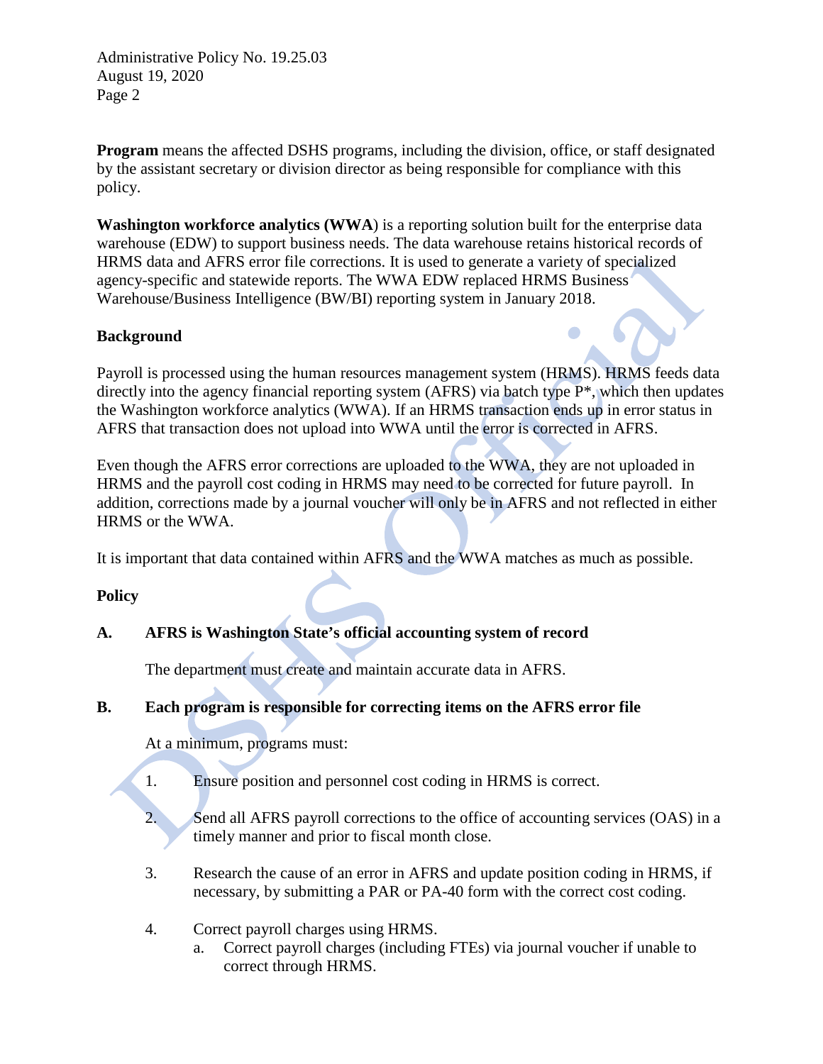**Program** means the affected DSHS programs, including the division, office, or staff designated by the assistant secretary or division director as being responsible for compliance with this policy.

**Washington workforce analytics (WWA**) is a reporting solution built for the enterprise data warehouse (EDW) to support business needs. The data warehouse retains historical records of HRMS data and AFRS error file corrections. It is used to generate a variety of specialized agency-specific and statewide reports. The WWA EDW replaced HRMS Business Warehouse/Business Intelligence (BW/BI) reporting system in January 2018.

## Background

Payroll is processed using the human resources management system (HRMS). HRMS feeds data directly into the agency financial reporting system (AFRS) via batch type P*, which then updates the Washington workforce analytics (WWA). If an HRMS transaction ends up in error status in AFRS that transaction does not upload into WWA until the error is corrected in AFRS.

Even though the AFRS error corrections are uploaded to the WWA, they are not uploaded in HRMS and the payroll cost coding in HRMS may need to be corrected for future payroll. In addition, corrections made by a journal voucher will only be in AFRS and not reflected in either HRMS or the WWA.

It is important that data contained within AFRS and the WWA matches as much as possible.

## Policy

### A. AFRS is Washington State's official accounting system of record

The department must create and maintain accurate data in AFRS.

### B. Each program is responsible for correcting items on the AFRS error file

At a minimum, programs must:

1. Ensure position and personnel cost coding in HRMS is correct.
2. Send all AFRS payroll corrections to the office of accounting services (OAS) in a timely manner and prior to fiscal month close.
3. Research the cause of an error in AFRS and update position coding in HRMS, if necessary, by submitting a PAR or PA-40 form with the correct cost coding.
4. Correct payroll charges using HRMS.
   a. Correct payroll charges (including FTEs) via journal voucher if unable to correct through HRMS.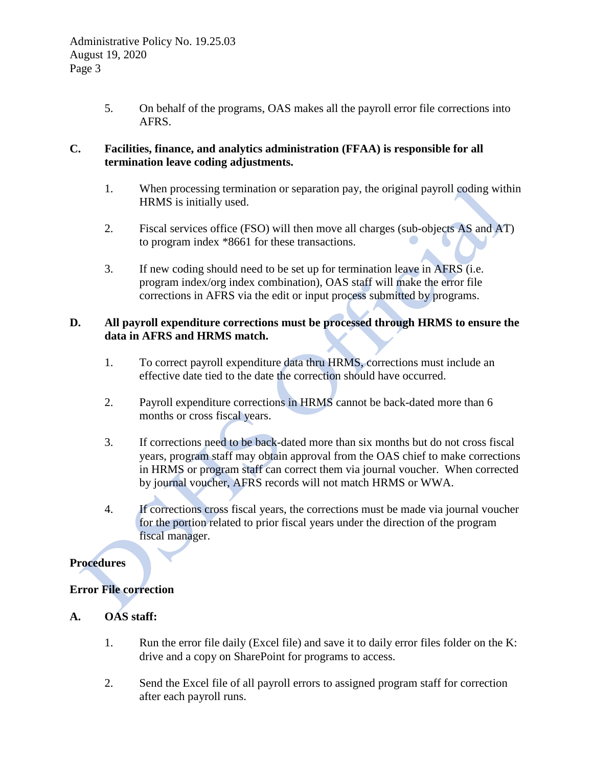5. On behalf of the programs, OAS makes all the payroll error file corrections into AFRS.

**C. Facilities, finance, and analytics administration (FFAA) is responsible for all termination leave coding adjustments.**

1. When processing termination or separation pay, the original payroll coding within HRMS is initially used.

2. Fiscal services office (FSO) will then move all charges (sub-objects AS and AT) to program index *8661 for these transactions.

3. If new coding should need to be set up for termination leave in AFRS (i.e. program index/org index combination), OAS staff will make the error file corrections in AFRS via the edit or input process submitted by programs.

**D. All payroll expenditure corrections must be processed through HRMS to ensure the data in AFRS and HRMS match.**

1. To correct payroll expenditure data thru HRMS, corrections must include an effective date tied to the date the correction should have occurred.

2. Payroll expenditure corrections in HRMS cannot be back-dated more than 6 months or cross fiscal years.

3. If corrections need to be back-dated more than six months but do not cross fiscal years, program staff may obtain approval from the OAS chief to make corrections in HRMS or program staff can correct them via journal voucher. When corrected by journal voucher, AFRS records will not match HRMS or WWA.

4. If corrections cross fiscal years, the corrections must be made via journal voucher for the portion related to prior fiscal years under the direction of the program fiscal manager.

## Procedures

### Error File correction

**A. OAS staff:**

1. Run the error file daily (Excel file) and save it to daily error files folder on the K: drive and a copy on SharePoint for programs to access.

2. Send the Excel file of all payroll errors to assigned program staff for correction after each payroll runs.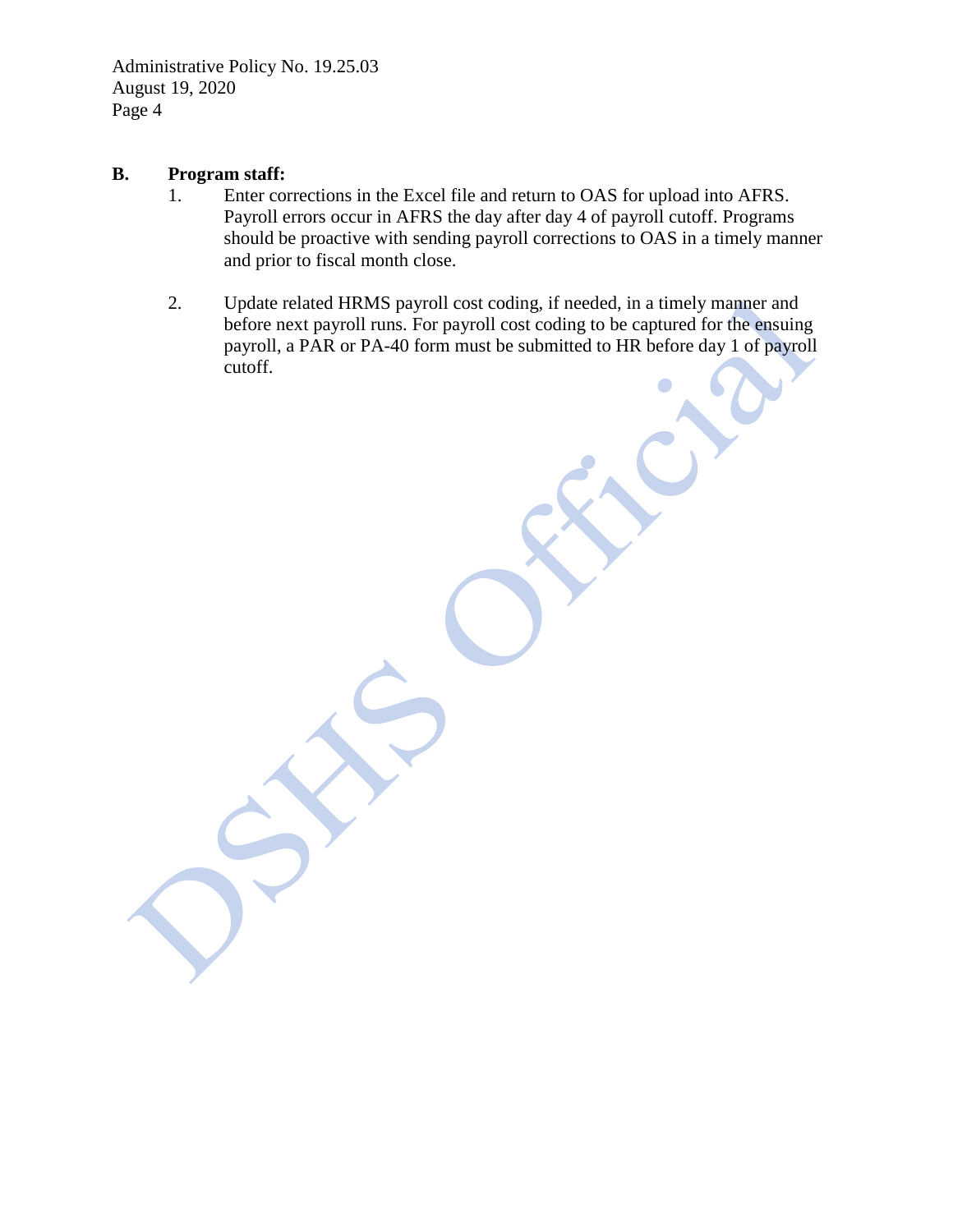**B. Program staff:**

1. Enter corrections in the Excel file and return to OAS for upload into AFRS. Payroll errors occur in AFRS the day after day 4 of payroll cutoff. Programs should be proactive with sending payroll corrections to OAS in a timely manner and prior to fiscal month close.

2. Update related HRMS payroll cost coding, if needed, in a timely manner and before next payroll runs. For payroll cost coding to be captured for the ensuing payroll, a PAR or PA-40 form must be submitted to HR before day 1 of payroll cutoff.